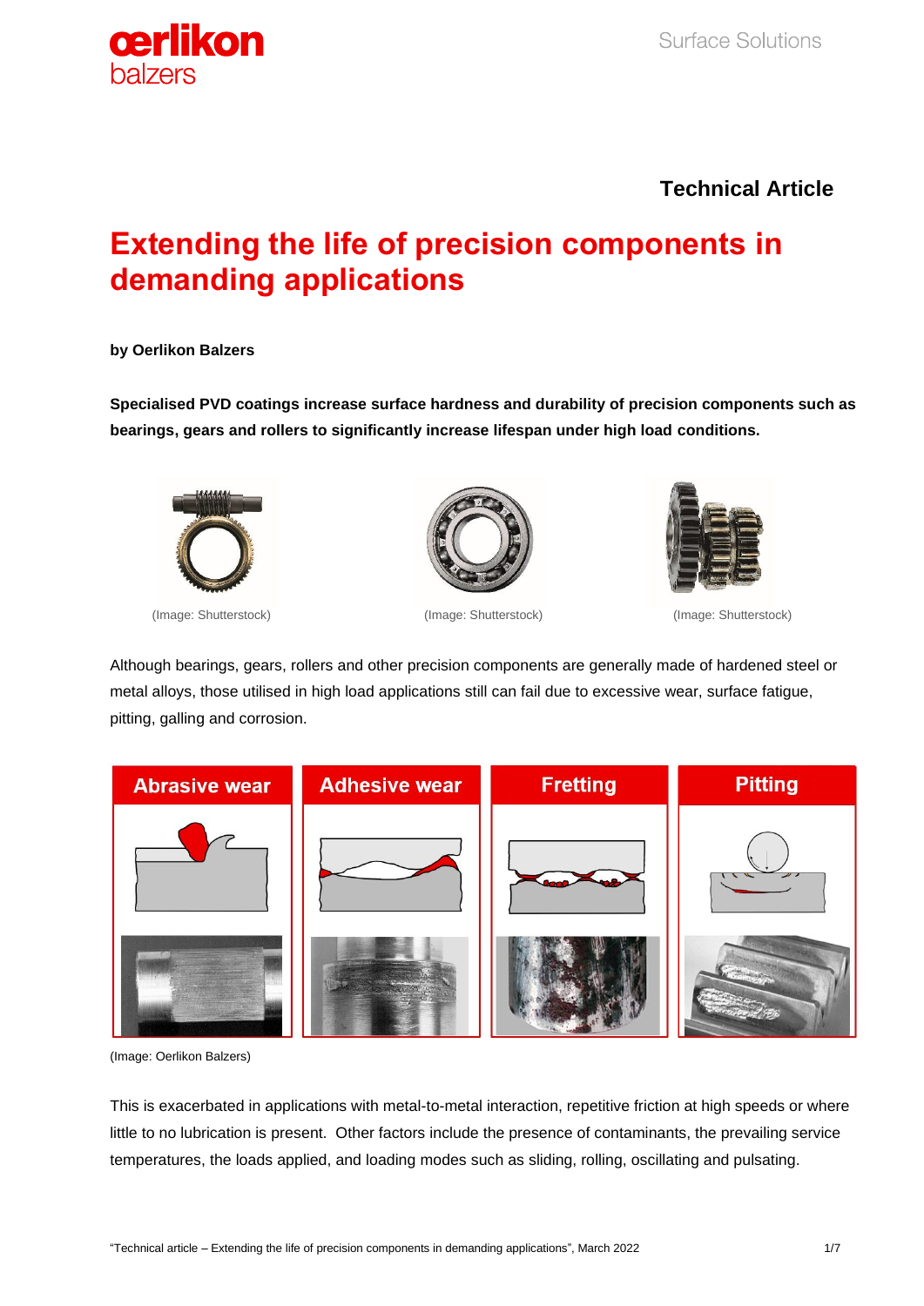**Technical Article**

# Extending the life of precision components in demanding applications

**by Oerlikon Balzers**

**Specialised PVD coatings increase surface hardness and durability of precision components such as bearings, gears and rollers to significantly increase lifespan under high load conditions.**

(Image: Shutterstock) (Image: Shutterstock) (Image: Shutterstock)

Although bearings, gears, rollers and other precision components are generally made of hardened steel or metal alloys, those utilised in high load applications still can fail due to excessive wear, surface fatigue, pitting, galling and corrosion.

Abrasive wear | Adhesive wear | Fretting | Pitting

(Image: Oerlikon Balzers)

This is exacerbated in applications with metal-to-metal interaction, repetitive friction at high speeds or where little to no lubrication is present. Other factors include the presence of contaminants, the prevailing service temperatures, the loads applied, and loading modes such as sliding, rolling, oscillating and pulsating.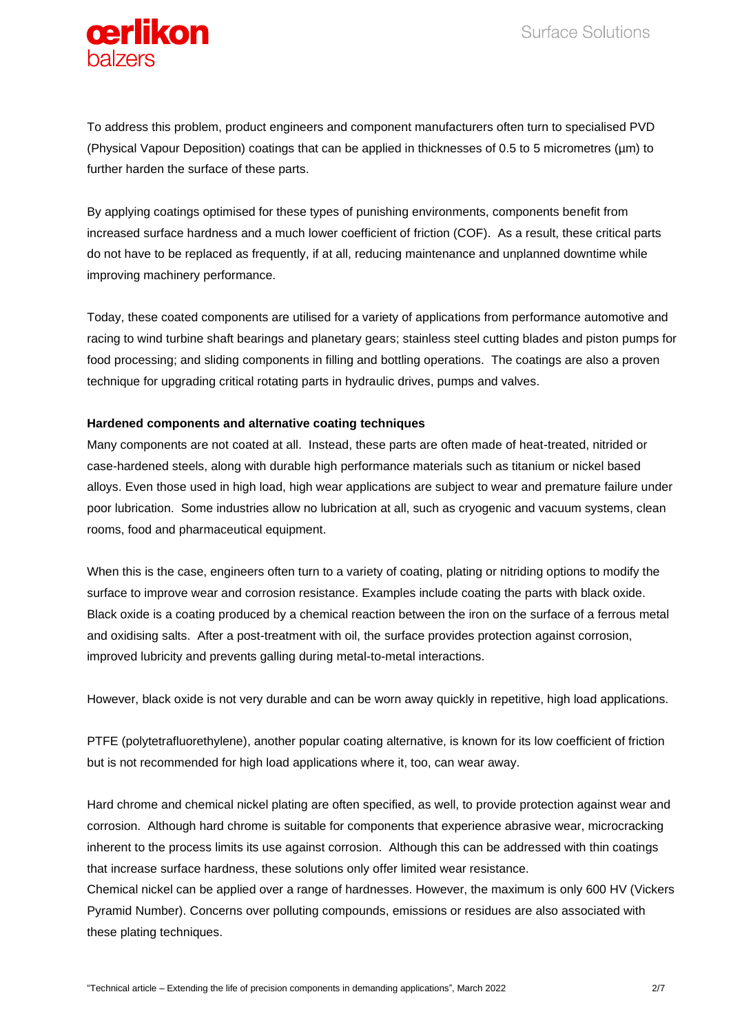To address this problem, product engineers and component manufacturers often turn to specialised PVD (Physical Vapour Deposition) coatings that can be applied in thicknesses of 0.5 to 5 micrometres (µm) to further harden the surface of these parts.

By applying coatings optimised for these types of punishing environments, components benefit from increased surface hardness and a much lower coefficient of friction (COF). As a result, these critical parts do not have to be replaced as frequently, if at all, reducing maintenance and unplanned downtime while improving machinery performance.

Today, these coated components are utilised for a variety of applications from performance automotive and racing to wind turbine shaft bearings and planetary gears; stainless steel cutting blades and piston pumps for food processing; and sliding components in filling and bottling operations. The coatings are also a proven technique for upgrading critical rotating parts in hydraulic drives, pumps and valves.

**Hardened components and alternative coating techniques**

Many components are not coated at all. Instead, these parts are often made of heat-treated, nitrided or case-hardened steels, along with durable high performance materials such as titanium or nickel based alloys. Even those used in high load, high wear applications are subject to wear and premature failure under poor lubrication. Some industries allow no lubrication at all, such as cryogenic and vacuum systems, clean rooms, food and pharmaceutical equipment.

When this is the case, engineers often turn to a variety of coating, plating or nitriding options to modify the surface to improve wear and corrosion resistance. Examples include coating the parts with black oxide. Black oxide is a coating produced by a chemical reaction between the iron on the surface of a ferrous metal and oxidising salts. After a post-treatment with oil, the surface provides protection against corrosion, improved lubricity and prevents galling during metal-to-metal interactions.

However, black oxide is not very durable and can be worn away quickly in repetitive, high load applications.

PTFE (polytetrafluorethylene), another popular coating alternative, is known for its low coefficient of friction but is not recommended for high load applications where it, too, can wear away.

Hard chrome and chemical nickel plating are often specified, as well, to provide protection against wear and corrosion. Although hard chrome is suitable for components that experience abrasive wear, microcracking inherent to the process limits its use against corrosion. Although this can be addressed with thin coatings that increase surface hardness, these solutions only offer limited wear resistance.

Chemical nickel can be applied over a range of hardnesses. However, the maximum is only 600 HV (Vickers Pyramid Number). Concerns over polluting compounds, emissions or residues are also associated with these plating techniques.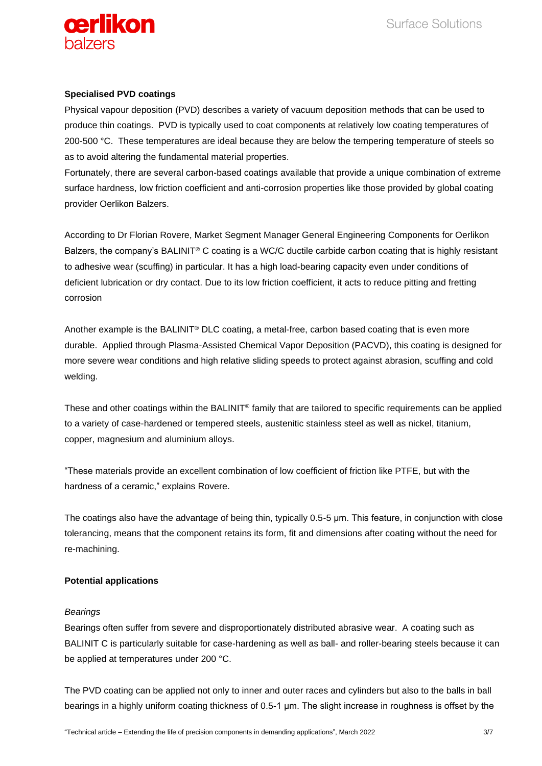**Specialised PVD coatings**

Physical vapour deposition (PVD) describes a variety of vacuum deposition methods that can be used to produce thin coatings. PVD is typically used to coat components at relatively low coating temperatures of 200-500 °C. These temperatures are ideal because they are below the tempering temperature of steels so as to avoid altering the fundamental material properties.

Fortunately, there are several carbon-based coatings available that provide a unique combination of extreme surface hardness, low friction coefficient and anti-corrosion properties like those provided by global coating provider Oerlikon Balzers.

According to Dr Florian Rovere, Market Segment Manager General Engineering Components for Oerlikon Balzers, the company's BALINIT® C coating is a WC/C ductile carbide carbon coating that is highly resistant to adhesive wear (scuffing) in particular. It has a high load-bearing capacity even under conditions of deficient lubrication or dry contact. Due to its low friction coefficient, it acts to reduce pitting and fretting corrosion

Another example is the BALINIT® DLC coating, a metal-free, carbon based coating that is even more durable. Applied through Plasma-Assisted Chemical Vapor Deposition (PACVD), this coating is designed for more severe wear conditions and high relative sliding speeds to protect against abrasion, scuffing and cold welding.

These and other coatings within the BALINIT® family that are tailored to specific requirements can be applied to a variety of case-hardened or tempered steels, austenitic stainless steel as well as nickel, titanium, copper, magnesium and aluminium alloys.

“These materials provide an excellent combination of low coefficient of friction like PTFE, but with the hardness of a ceramic,” explains Rovere.

The coatings also have the advantage of being thin, typically 0.5-5 µm. This feature, in conjunction with close tolerancing, means that the component retains its form, fit and dimensions after coating without the need for re-machining.

**Potential applications**

*Bearings*

Bearings often suffer from severe and disproportionately distributed abrasive wear. A coating such as BALINIT C is particularly suitable for case-hardening as well as ball- and roller-bearing steels because it can be applied at temperatures under 200 °C.

The PVD coating can be applied not only to inner and outer races and cylinders but also to the balls in ball bearings in a highly uniform coating thickness of 0.5-1 µm. The slight increase in roughness is offset by the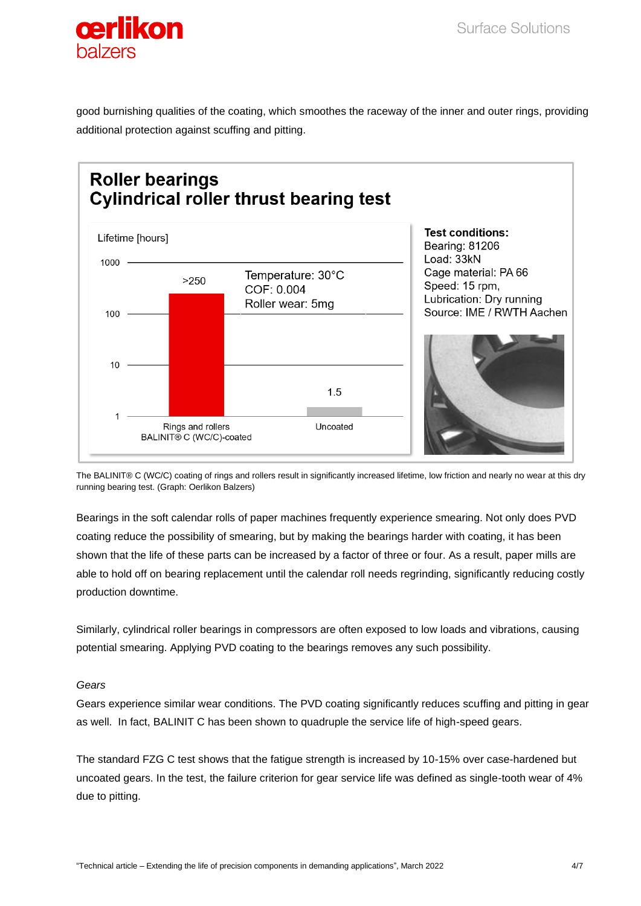good burnishing qualities of the coating, which smoothes the raceway of the inner and outer rings, providing additional protection against scuffing and pitting.

**Roller bearings**
**Cylindrical roller thrust bearing test**

Lifetime [hours]

| | Rings and rollers BALINIT® C (WC/C)-coated | Uncoated |
|---|---|---|
| Lifetime [hours] | >250 | 1.5 |

Temperature: 30°C
COF: 0.004
Roller wear: 5mg

**Test conditions:**
Bearing: 81206
Load: 33kN
Cage material: PA 66
Speed: 15 rpm,
Lubrication: Dry running
Source: IME / RWTH Aachen

The BALINIT® C (WC/C) coating of rings and rollers result in significantly increased lifetime, low friction and nearly no wear at this dry running bearing test. (Graph: Oerlikon Balzers)

Bearings in the soft calendar rolls of paper machines frequently experience smearing. Not only does PVD coating reduce the possibility of smearing, but by making the bearings harder with coating, it has been shown that the life of these parts can be increased by a factor of three or four. As a result, paper mills are able to hold off on bearing replacement until the calendar roll needs regrinding, significantly reducing costly production downtime.

Similarly, cylindrical roller bearings in compressors are often exposed to low loads and vibrations, causing potential smearing. Applying PVD coating to the bearings removes any such possibility.

*Gears*

Gears experience similar wear conditions. The PVD coating significantly reduces scuffing and pitting in gear as well. In fact, BALINIT C has been shown to quadruple the service life of high-speed gears.

The standard FZG C test shows that the fatigue strength is increased by 10-15% over case-hardened but uncoated gears. In the test, the failure criterion for gear service life was defined as single-tooth wear of 4% due to pitting.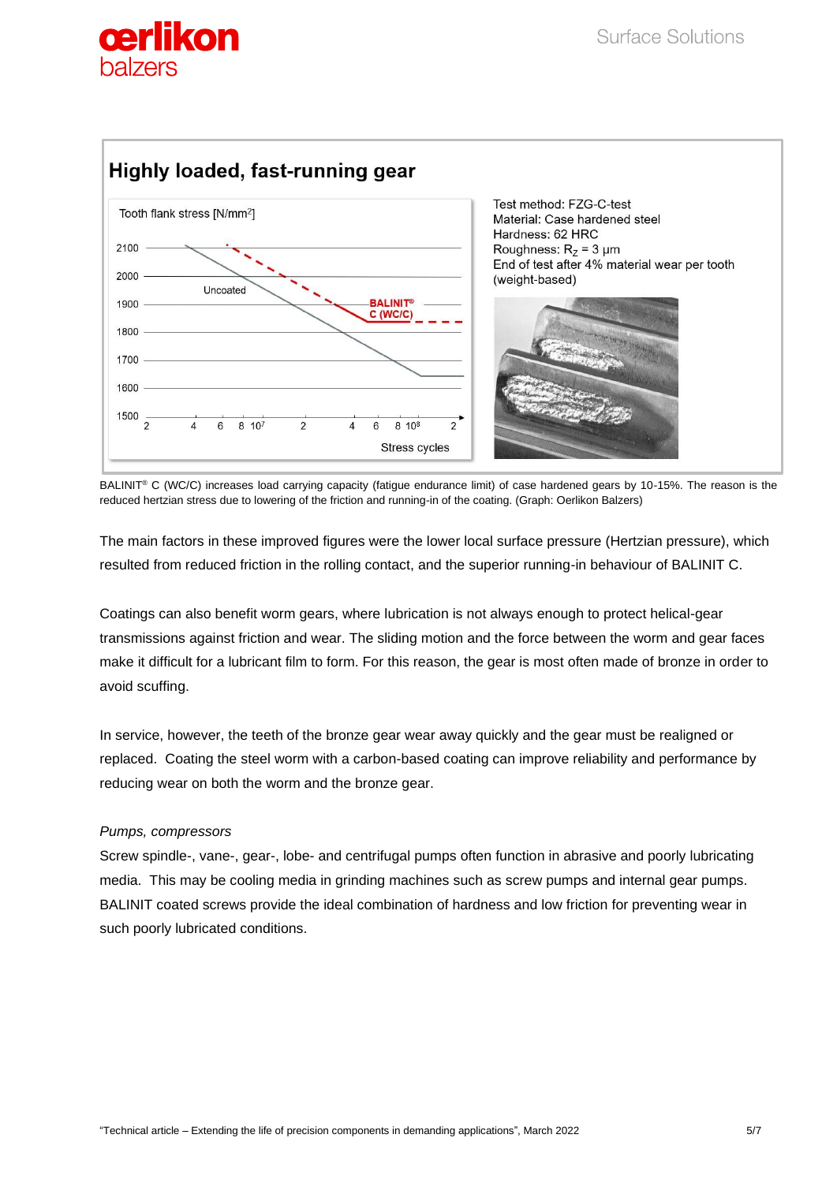## Highly loaded, fast-running gear

Test method: FZG-C-test
Material: Case hardened steel
Hardness: 62 HRC
Roughness: $R_Z$ = 3 µm
End of test after 4% material wear per tooth (weight-based)

BALINIT® C (WC/C) increases load carrying capacity (fatigue endurance limit) of case hardened gears by 10-15%. The reason is the reduced hertzian stress due to lowering of the friction and running-in of the coating. (Graph: Oerlikon Balzers)

The main factors in these improved figures were the lower local surface pressure (Hertzian pressure), which resulted from reduced friction in the rolling contact, and the superior running-in behaviour of BALINIT C.

Coatings can also benefit worm gears, where lubrication is not always enough to protect helical-gear transmissions against friction and wear. The sliding motion and the force between the worm and gear faces make it difficult for a lubricant film to form. For this reason, the gear is most often made of bronze in order to avoid scuffing.

In service, however, the teeth of the bronze gear wear away quickly and the gear must be realigned or replaced. Coating the steel worm with a carbon-based coating can improve reliability and performance by reducing wear on both the worm and the bronze gear.

*Pumps, compressors*

Screw spindle-, vane-, gear-, lobe- and centrifugal pumps often function in abrasive and poorly lubricating media. This may be cooling media in grinding machines such as screw pumps and internal gear pumps. BALINIT coated screws provide the ideal combination of hardness and low friction for preventing wear in such poorly lubricated conditions.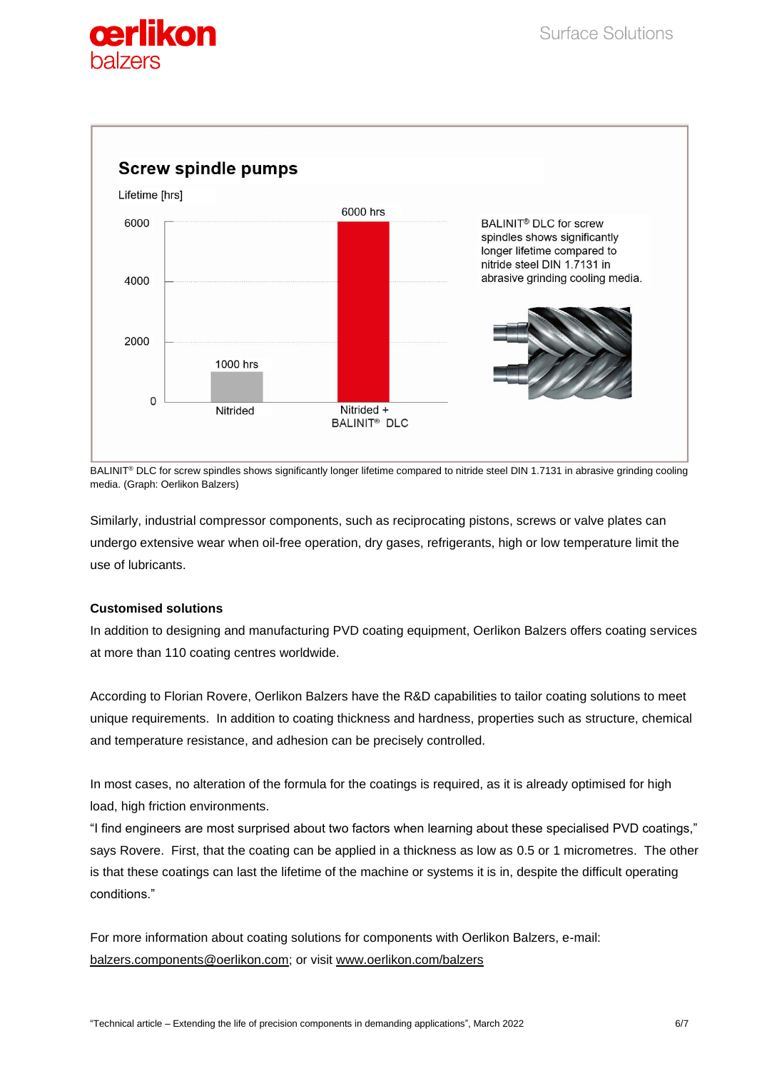## Screw spindle pumps

Lifetime [hrs]

| | Lifetime [hrs] |
|---|---|
| Nitrided | 1000 hrs |
| Nitrided + BALINIT® DLC | 6000 hrs |

BALINIT® DLC for screw spindles shows significantly longer lifetime compared to nitride steel DIN 1.7131 in abrasive grinding cooling media.

BALINIT® DLC for screw spindles shows significantly longer lifetime compared to nitride steel DIN 1.7131 in abrasive grinding cooling media. (Graph: Oerlikon Balzers)

Similarly, industrial compressor components, such as reciprocating pistons, screws or valve plates can undergo extensive wear when oil-free operation, dry gases, refrigerants, high or low temperature limit the use of lubricants.

**Customised solutions**

In addition to designing and manufacturing PVD coating equipment, Oerlikon Balzers offers coating services at more than 110 coating centres worldwide.

According to Florian Rovere, Oerlikon Balzers have the R&D capabilities to tailor coating solutions to meet unique requirements. In addition to coating thickness and hardness, properties such as structure, chemical and temperature resistance, and adhesion can be precisely controlled.

In most cases, no alteration of the formula for the coatings is required, as it is already optimised for high load, high friction environments.

"I find engineers are most surprised about two factors when learning about these specialised PVD coatings," says Rovere. First, that the coating can be applied in a thickness as low as 0.5 or 1 micrometres. The other is that these coatings can last the lifetime of the machine or systems it is in, despite the difficult operating conditions."

For more information about coating solutions for components with Oerlikon Balzers, e-mail: balzers.components@oerlikon.com; or visit www.oerlikon.com/balzers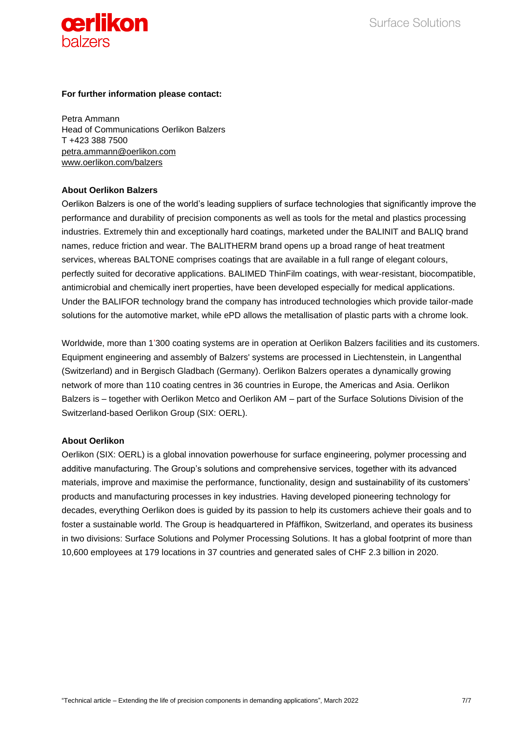**For further information please contact:**

Petra Ammann
Head of Communications Oerlikon Balzers
T +423 388 7500
petra.ammann@oerlikon.com
www.oerlikon.com/balzers

**About Oerlikon Balzers**

Oerlikon Balzers is one of the world's leading suppliers of surface technologies that significantly improve the performance and durability of precision components as well as tools for the metal and plastics processing industries. Extremely thin and exceptionally hard coatings, marketed under the BALINIT and BALIQ brand names, reduce friction and wear. The BALITHERM brand opens up a broad range of heat treatment services, whereas BALTONE comprises coatings that are available in a full range of elegant colours, perfectly suited for decorative applications. BALIMED ThinFilm coatings, with wear-resistant, biocompatible, antimicrobial and chemically inert properties, have been developed especially for medical applications. Under the BALIFOR technology brand the company has introduced technologies which provide tailor-made solutions for the automotive market, while ePD allows the metallisation of plastic parts with a chrome look.

Worldwide, more than 1'300 coating systems are in operation at Oerlikon Balzers facilities and its customers. Equipment engineering and assembly of Balzers' systems are processed in Liechtenstein, in Langenthal (Switzerland) and in Bergisch Gladbach (Germany). Oerlikon Balzers operates a dynamically growing network of more than 110 coating centres in 36 countries in Europe, the Americas and Asia. Oerlikon Balzers is – together with Oerlikon Metco and Oerlikon AM – part of the Surface Solutions Division of the Switzerland-based Oerlikon Group (SIX: OERL).

**About Oerlikon**

Oerlikon (SIX: OERL) is a global innovation powerhouse for surface engineering, polymer processing and additive manufacturing. The Group's solutions and comprehensive services, together with its advanced materials, improve and maximise the performance, functionality, design and sustainability of its customers' products and manufacturing processes in key industries. Having developed pioneering technology for decades, everything Oerlikon does is guided by its passion to help its customers achieve their goals and to foster a sustainable world. The Group is headquartered in Pfäffikon, Switzerland, and operates its business in two divisions: Surface Solutions and Polymer Processing Solutions. It has a global footprint of more than 10,600 employees at 179 locations in 37 countries and generated sales of CHF 2.3 billion in 2020.